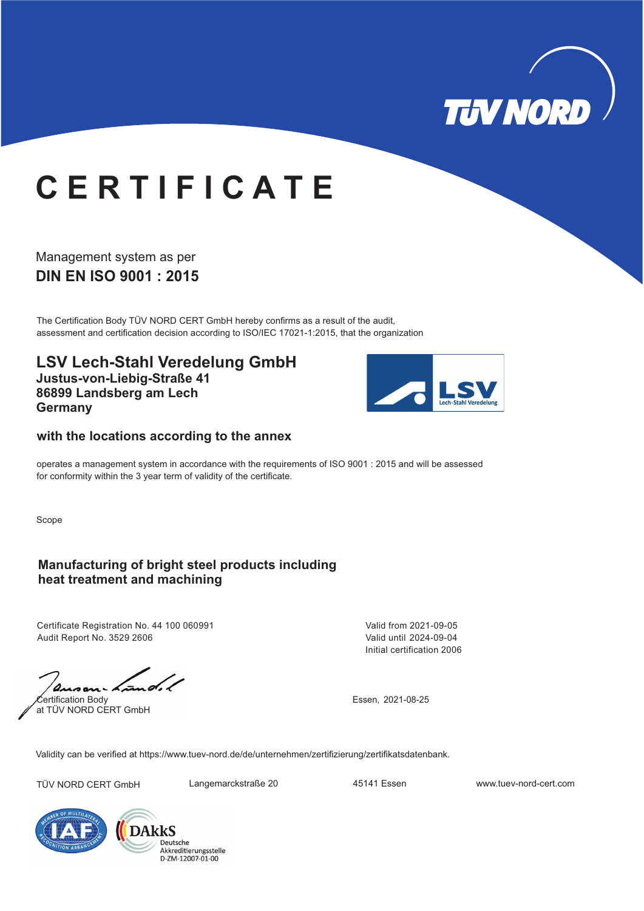# CERTIFICATE

Management system as per

**DIN EN ISO 9001 : 2015**

The Certification Body TÜV NORD CERT GmbH hereby confirms as a result of the audit, assessment and certification decision according to ISO/IEC 17021-1:2015, that the organization

## LSV Lech-Stahl Veredelung GmbH

**Justus-von-Liebig-Straße 41**
**86899 Landsberg am Lech**
**Germany**

**with the locations according to the annex**

operates a management system in accordance with the requirements of ISO 9001 : 2015 and will be assessed for conformity within the 3 year term of validity of the certificate.

Scope

**Manufacturing of bright steel products including heat treatment and machining**

Certificate Registration No. 44 100 060991
Audit Report No. 3529 2606

Valid from 2021-09-05
Valid until 2024-09-04
Initial certification 2006

Certification Body
at TÜV NORD CERT GmbH

Essen, 2021-08-25

Validity can be verified at https://www.tuev-nord.de/de/unternehmen/zertifizierung/zertifikatsdatenbank.

TÜV NORD CERT GmbH    Langemarckstraße 20    45141 Essen    www.tuev-nord-cert.com

DAkkS Deutsche Akkreditierungsstelle D-ZM-12007-01-00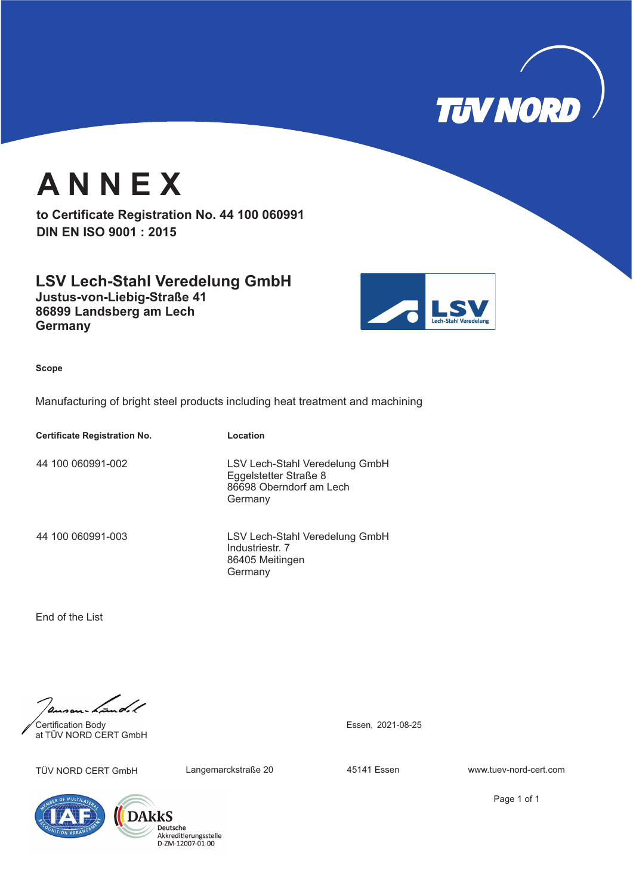# ANNEX

**to Certificate Registration No. 44 100 060991**
**DIN EN ISO 9001 : 2015**

## LSV Lech-Stahl Veredelung GmbH

**Justus-von-Liebig-Straße 41**
**86899 Landsberg am Lech**
**Germany**

**Scope**

Manufacturing of bright steel products including heat treatment and machining

| Certificate Registration No. | Location |
| --- | --- |
| 44 100 060991-002 | LSV Lech-Stahl Veredelung GmbH<br>Eggelstetter Straße 8<br>86698 Oberndorf am Lech<br>Germany |
| 44 100 060991-003 | LSV Lech-Stahl Veredelung GmbH<br>Industriestr. 7<br>86405 Meitingen<br>Germany |

End of the List

Certification Body
at TÜV NORD CERT GmbH

Essen, 2021-08-25

TÜV NORD CERT GmbH Langemarckstraße 20 45141 Essen www.tuev-nord-cert.com

DAkkS Deutsche Akkreditierungsstelle D-ZM-12007-01-00